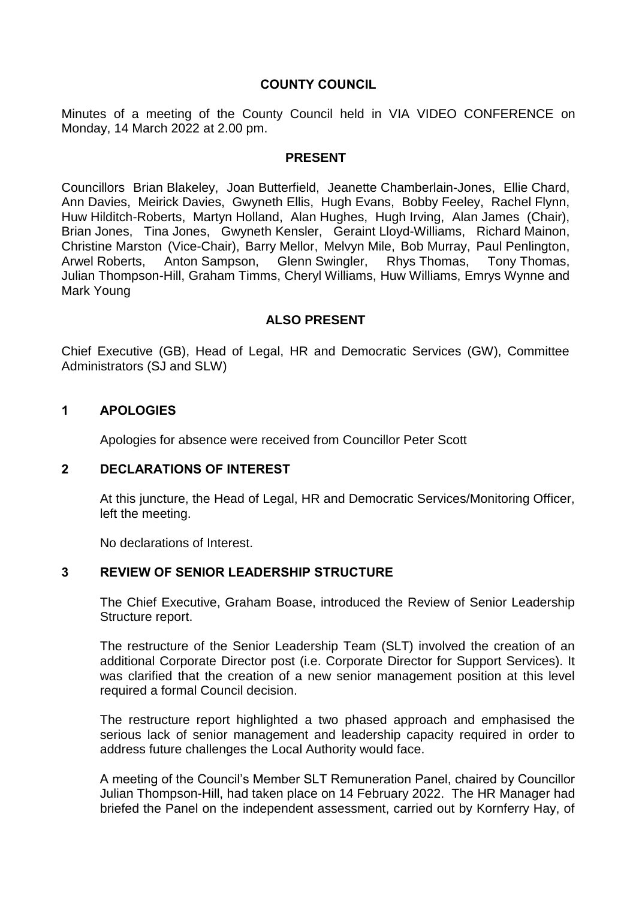# COUNTY COUNCIL

Minutes of a meeting of the County Council held in VIA VIDEO CONFERENCE on Monday, 14 March 2022 at 2.00 pm.

## PRESENT

Councillors Brian Blakeley, Joan Butterfield, Jeanette Chamberlain-Jones, Ellie Chard, Ann Davies, Meirick Davies, Gwyneth Ellis, Hugh Evans, Bobby Feeley, Rachel Flynn, Huw Hilditch-Roberts, Martyn Holland, Alan Hughes, Hugh Irving, Alan James (Chair), Brian Jones, Tina Jones, Gwyneth Kensler, Geraint Lloyd-Williams, Richard Mainon, Christine Marston (Vice-Chair), Barry Mellor, Melvyn Mile, Bob Murray, Paul Penlington, Arwel Roberts, Anton Sampson, Glenn Swingler, Rhys Thomas, Tony Thomas, Julian Thompson-Hill, Graham Timms, Cheryl Williams, Huw Williams, Emrys Wynne and Mark Young

## ALSO PRESENT

Chief Executive (GB), Head of Legal, HR and Democratic Services (GW), Committee Administrators (SJ and SLW)

## 1 APOLOGIES

Apologies for absence were received from Councillor Peter Scott

## 2 DECLARATIONS OF INTEREST

At this juncture, the Head of Legal, HR and Democratic Services/Monitoring Officer, left the meeting.

No declarations of Interest.

## 3 REVIEW OF SENIOR LEADERSHIP STRUCTURE

The Chief Executive, Graham Boase, introduced the Review of Senior Leadership Structure report.

The restructure of the Senior Leadership Team (SLT) involved the creation of an additional Corporate Director post (i.e. Corporate Director for Support Services). It was clarified that the creation of a new senior management position at this level required a formal Council decision.

The restructure report highlighted a two phased approach and emphasised the serious lack of senior management and leadership capacity required in order to address future challenges the Local Authority would face.

A meeting of the Council's Member SLT Remuneration Panel, chaired by Councillor Julian Thompson-Hill, had taken place on 14 February 2022. The HR Manager had briefed the Panel on the independent assessment, carried out by Kornferry Hay, of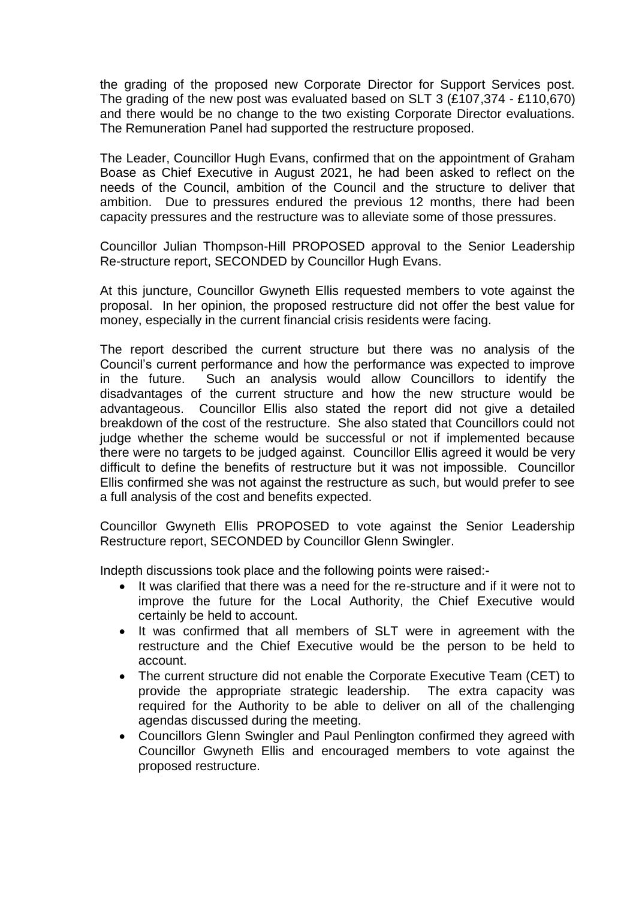the grading of the proposed new Corporate Director for Support Services post. The grading of the new post was evaluated based on SLT 3 (£107,374 - £110,670) and there would be no change to the two existing Corporate Director evaluations. The Remuneration Panel had supported the restructure proposed.

The Leader, Councillor Hugh Evans, confirmed that on the appointment of Graham Boase as Chief Executive in August 2021, he had been asked to reflect on the needs of the Council, ambition of the Council and the structure to deliver that ambition. Due to pressures endured the previous 12 months, there had been capacity pressures and the restructure was to alleviate some of those pressures.

Councillor Julian Thompson-Hill PROPOSED approval to the Senior Leadership Re-structure report, SECONDED by Councillor Hugh Evans.

At this juncture, Councillor Gwyneth Ellis requested members to vote against the proposal. In her opinion, the proposed restructure did not offer the best value for money, especially in the current financial crisis residents were facing.

The report described the current structure but there was no analysis of the Council's current performance and how the performance was expected to improve in the future. Such an analysis would allow Councillors to identify the disadvantages of the current structure and how the new structure would be advantageous. Councillor Ellis also stated the report did not give a detailed breakdown of the cost of the restructure. She also stated that Councillors could not judge whether the scheme would be successful or not if implemented because there were no targets to be judged against. Councillor Ellis agreed it would be very difficult to define the benefits of restructure but it was not impossible. Councillor Ellis confirmed she was not against the restructure as such, but would prefer to see a full analysis of the cost and benefits expected.

Councillor Gwyneth Ellis PROPOSED to vote against the Senior Leadership Restructure report, SECONDED by Councillor Glenn Swingler.

Indepth discussions took place and the following points were raised:-

- It was clarified that there was a need for the re-structure and if it were not to improve the future for the Local Authority, the Chief Executive would certainly be held to account.
- It was confirmed that all members of SLT were in agreement with the restructure and the Chief Executive would be the person to be held to account.
- The current structure did not enable the Corporate Executive Team (CET) to provide the appropriate strategic leadership. The extra capacity was required for the Authority to be able to deliver on all of the challenging agendas discussed during the meeting.
- Councillors Glenn Swingler and Paul Penlington confirmed they agreed with Councillor Gwyneth Ellis and encouraged members to vote against the proposed restructure.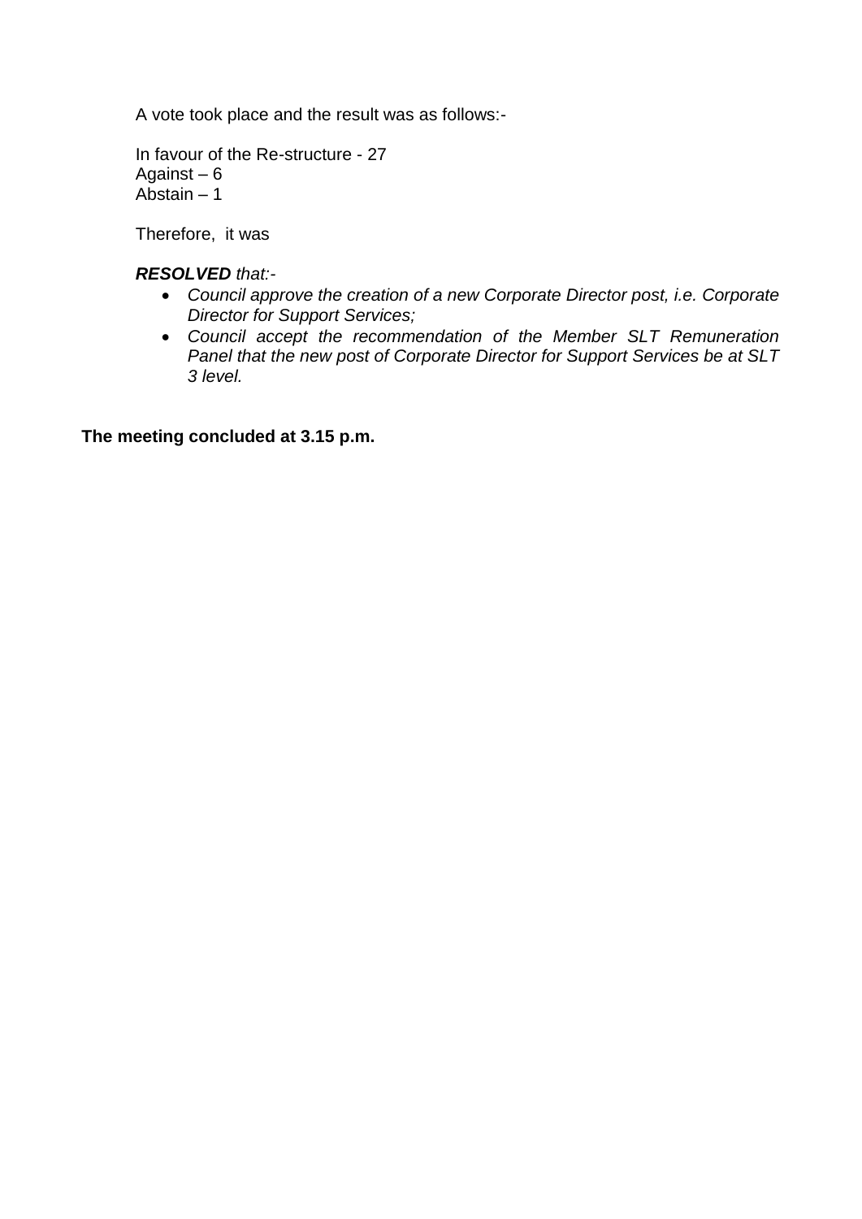A vote took place and the result was as follows:-

In favour of the Re-structure - 27
Against – 6
Abstain – 1

Therefore, it was

***RESOLVED*** *that:-*

- *Council approve the creation of a new Corporate Director post, i.e. Corporate Director for Support Services;*
- *Council accept the recommendation of the Member SLT Remuneration Panel that the new post of Corporate Director for Support Services be at SLT 3 level.*

**The meeting concluded at 3.15 p.m.**